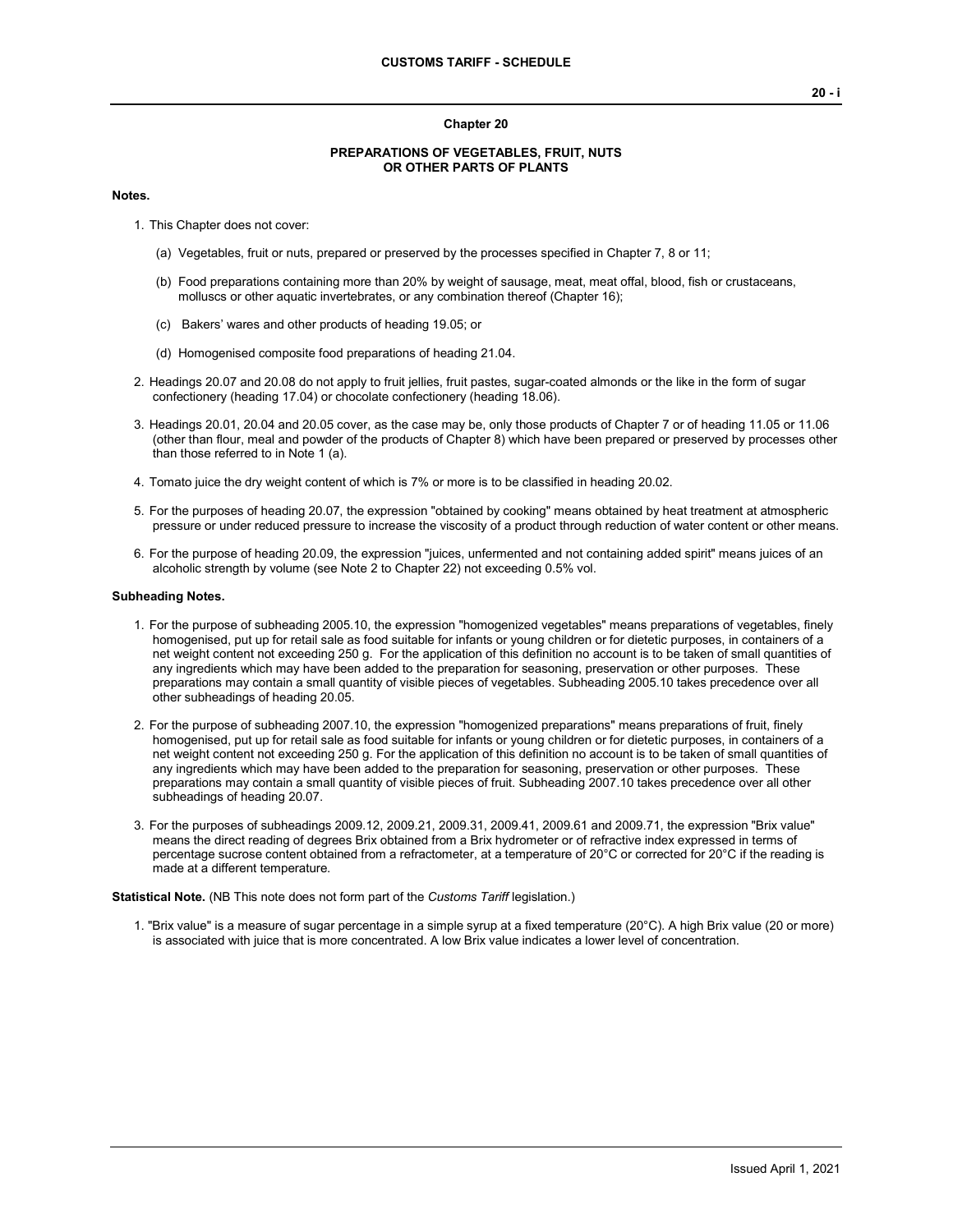# Chapter 20

## PREPARATIONS OF VEGETABLES, FRUIT, NUTS OR OTHER PARTS OF PLANTS

**Notes.**

1. This Chapter does not cover:

   (a) Vegetables, fruit or nuts, prepared or preserved by the processes specified in Chapter 7, 8 or 11;

   (b) Food preparations containing more than 20% by weight of sausage, meat, meat offal, blood, fish or crustaceans, molluscs or other aquatic invertebrates, or any combination thereof (Chapter 16);

   (c) Bakers' wares and other products of heading 19.05; or

   (d) Homogenised composite food preparations of heading 21.04.

2. Headings 20.07 and 20.08 do not apply to fruit jellies, fruit pastes, sugar-coated almonds or the like in the form of sugar confectionery (heading 17.04) or chocolate confectionery (heading 18.06).

3. Headings 20.01, 20.04 and 20.05 cover, as the case may be, only those products of Chapter 7 or of heading 11.05 or 11.06 (other than flour, meal and powder of the products of Chapter 8) which have been prepared or preserved by processes other than those referred to in Note 1 (a).

4. Tomato juice the dry weight content of which is 7% or more is to be classified in heading 20.02.

5. For the purposes of heading 20.07, the expression "obtained by cooking" means obtained by heat treatment at atmospheric pressure or under reduced pressure to increase the viscosity of a product through reduction of water content or other means.

6. For the purpose of heading 20.09, the expression "juices, unfermented and not containing added spirit" means juices of an alcoholic strength by volume (see Note 2 to Chapter 22) not exceeding 0.5% vol.

**Subheading Notes.**

1. For the purpose of subheading 2005.10, the expression "homogenized vegetables" means preparations of vegetables, finely homogenised, put up for retail sale as food suitable for infants or young children or for dietetic purposes, in containers of a net weight content not exceeding 250 g. For the application of this definition no account is to be taken of small quantities of any ingredients which may have been added to the preparation for seasoning, preservation or other purposes. These preparations may contain a small quantity of visible pieces of vegetables. Subheading 2005.10 takes precedence over all other subheadings of heading 20.05.

2. For the purpose of subheading 2007.10, the expression "homogenized preparations" means preparations of fruit, finely homogenised, put up for retail sale as food suitable for infants or young children or for dietetic purposes, in containers of a net weight content not exceeding 250 g. For the application of this definition no account is to be taken of small quantities of any ingredients which may have been added to the preparation for seasoning, preservation or other purposes. These preparations may contain a small quantity of visible pieces of fruit. Subheading 2007.10 takes precedence over all other subheadings of heading 20.07.

3. For the purposes of subheadings 2009.12, 2009.21, 2009.31, 2009.41, 2009.61 and 2009.71, the expression "Brix value" means the direct reading of degrees Brix obtained from a Brix hydrometer or of refractive index expressed in terms of percentage sucrose content obtained from a refractometer, at a temperature of 20°C or corrected for 20°C if the reading is made at a different temperature.

**Statistical Note.** (NB This note does not form part of the *Customs Tariff* legislation.)

1. "Brix value" is a measure of sugar percentage in a simple syrup at a fixed temperature (20°C). A high Brix value (20 or more) is associated with juice that is more concentrated. A low Brix value indicates a lower level of concentration.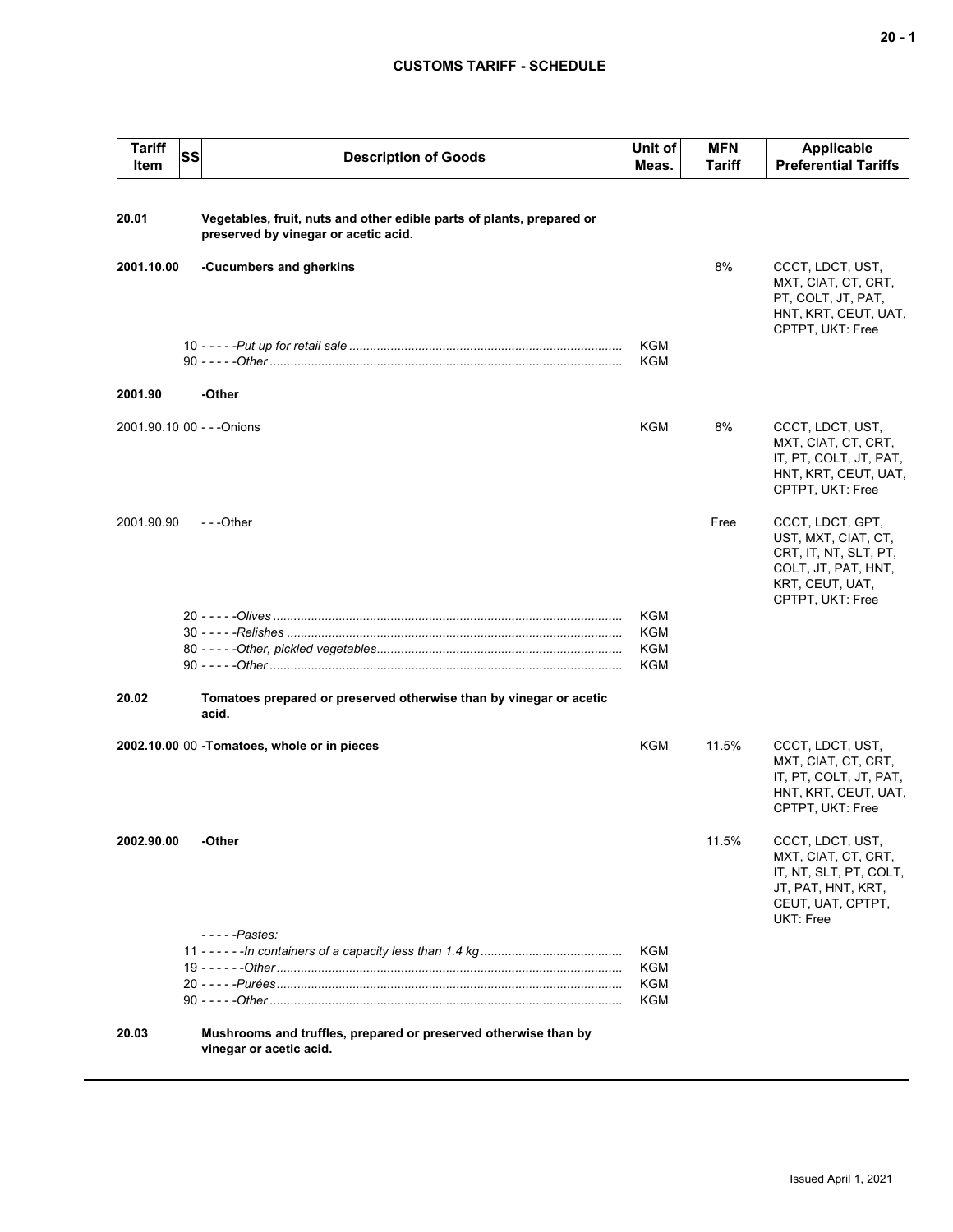| Tariff Item | SS | Description of Goods | Unit of Meas. | MFN Tariff | Applicable Preferential Tariffs |
|---|---|---|---|---|---|
| **20.01** | | **Vegetables, fruit, nuts and other edible parts of plants, prepared or preserved by vinegar or acetic acid.** | | | |
| **2001.10.00** | | **-Cucumbers and gherkins** | | 8% | CCCT, LDCT, UST, MXT, CIAT, CT, CRT, PT, COLT, JT, PAT, HNT, KRT, CEUT, UAT, CPTPT, UKT: Free |
| | 10 | - - - - -*Put up for retail sale* | KGM | | |
| | 90 | - - - - -*Other* | KGM | | |
| **2001.90** | | **-Other** | | | |
| 2001.90.10 | 00 | - - -Onions | KGM | 8% | CCCT, LDCT, UST, MXT, CIAT, CT, CRT, IT, PT, COLT, JT, PAT, HNT, KRT, CEUT, UAT, CPTPT, UKT: Free |
| 2001.90.90 | | - - -Other | | Free | CCCT, LDCT, GPT, UST, MXT, CIAT, CT, CRT, IT, NT, SLT, PT, COLT, JT, PAT, HNT, KRT, CEUT, UAT, CPTPT, UKT: Free |
| | 20 | - - - - -*Olives* | KGM | | |
| | 30 | - - - - -*Relishes* | KGM | | |
| | 80 | - - - - -*Other, pickled vegetables* | KGM | | |
| | 90 | - - - - -*Other* | KGM | | |
| **20.02** | | **Tomatoes prepared or preserved otherwise than by vinegar or acetic acid.** | | | |
| **2002.10.00** | 00 | **-Tomatoes, whole or in pieces** | KGM | 11.5% | CCCT, LDCT, UST, MXT, CIAT, CT, CRT, IT, PT, COLT, JT, PAT, HNT, KRT, CEUT, UAT, CPTPT, UKT: Free |
| **2002.90.00** | | **-Other** | | 11.5% | CCCT, LDCT, UST, MXT, CIAT, CT, CRT, IT, NT, SLT, PT, COLT, JT, PAT, HNT, KRT, CEUT, UAT, CPTPT, UKT: Free |
| | | - - - - -*Pastes:* | | | |
| | 11 | - - - - - -*In containers of a capacity less than 1.4 kg* | KGM | | |
| | 19 | - - - - - -*Other* | KGM | | |
| | 20 | - - - - -*Purées* | KGM | | |
| | 90 | - - - - -*Other* | KGM | | |
| **20.03** | | **Mushrooms and truffles, prepared or preserved otherwise than by vinegar or acetic acid.** | | | |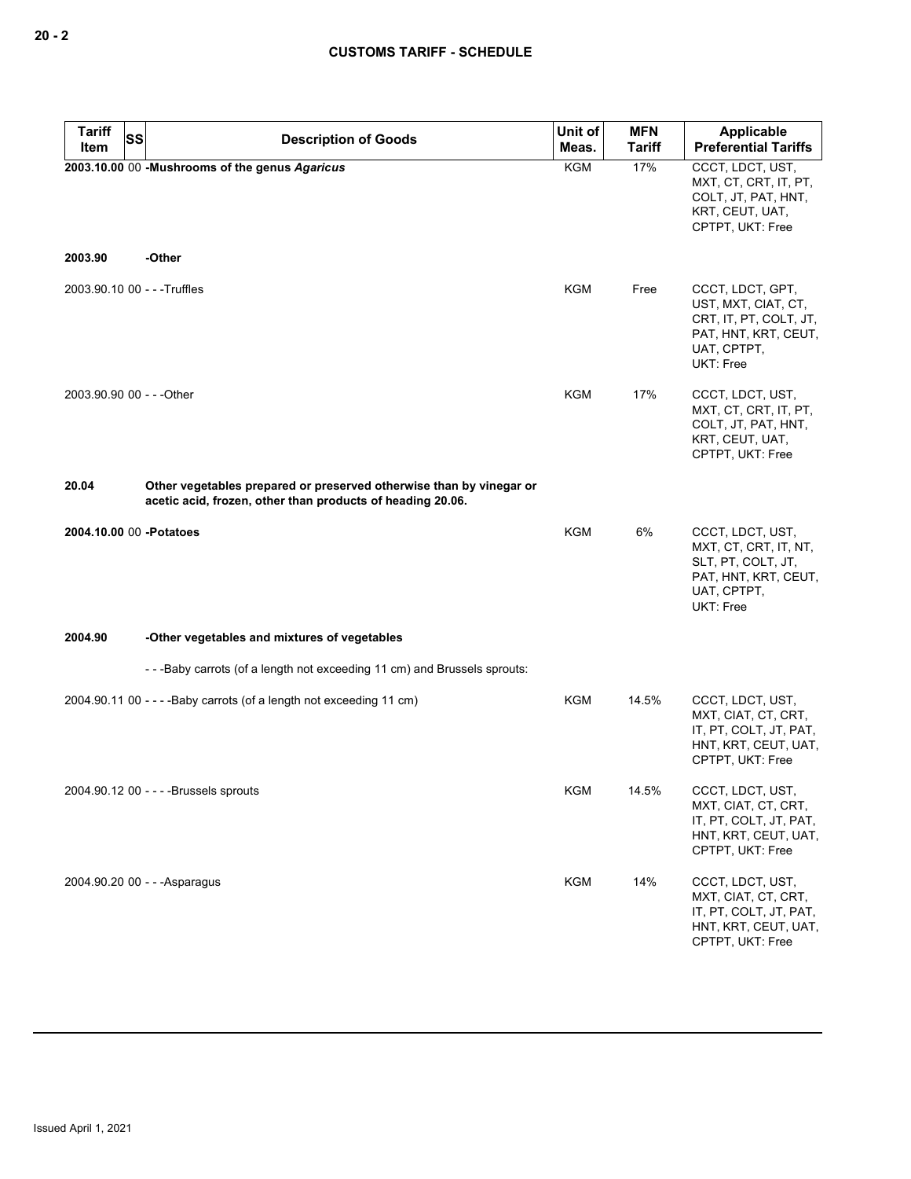| Tariff Item | SS | Description of Goods | Unit of Meas. | MFN Tariff | Applicable Preferential Tariffs |
|---|---|---|---|---|---|
| **2003.10.00** | 00 | **-Mushrooms of the genus *Agaricus*** | KGM | 17% | CCCT, LDCT, UST, MXT, CT, CRT, IT, PT, COLT, JT, PAT, HNT, KRT, CEUT, UAT, CPTPT, UKT: Free |
| **2003.90** | | **-Other** | | | |
| 2003.90.10 | 00 | - - -Truffles | KGM | Free | CCCT, LDCT, GPT, UST, MXT, CIAT, CT, CRT, IT, PT, COLT, JT, PAT, HNT, KRT, CEUT, UAT, CPTPT, UKT: Free |
| 2003.90.90 | 00 | - - -Other | KGM | 17% | CCCT, LDCT, UST, MXT, CT, CRT, IT, PT, COLT, JT, PAT, HNT, KRT, CEUT, UAT, CPTPT, UKT: Free |
| **20.04** | | **Other vegetables prepared or preserved otherwise than by vinegar or acetic acid, frozen, other than products of heading 20.06.** | | | |
| **2004.10.00** | 00 | **-Potatoes** | KGM | 6% | CCCT, LDCT, UST, MXT, CT, CRT, IT, NT, SLT, PT, COLT, JT, PAT, HNT, KRT, CEUT, UAT, CPTPT, UKT: Free |
| **2004.90** | | **-Other vegetables and mixtures of vegetables** | | | |
| | | - - -Baby carrots (of a length not exceeding 11 cm) and Brussels sprouts: | | | |
| 2004.90.11 | 00 | - - - -Baby carrots (of a length not exceeding 11 cm) | KGM | 14.5% | CCCT, LDCT, UST, MXT, CIAT, CT, CRT, IT, PT, COLT, JT, PAT, HNT, KRT, CEUT, UAT, CPTPT, UKT: Free |
| 2004.90.12 | 00 | - - - -Brussels sprouts | KGM | 14.5% | CCCT, LDCT, UST, MXT, CIAT, CT, CRT, IT, PT, COLT, JT, PAT, HNT, KRT, CEUT, UAT, CPTPT, UKT: Free |
| 2004.90.20 | 00 | - - -Asparagus | KGM | 14% | CCCT, LDCT, UST, MXT, CIAT, CT, CRT, IT, PT, COLT, JT, PAT, HNT, KRT, CEUT, UAT, CPTPT, UKT: Free |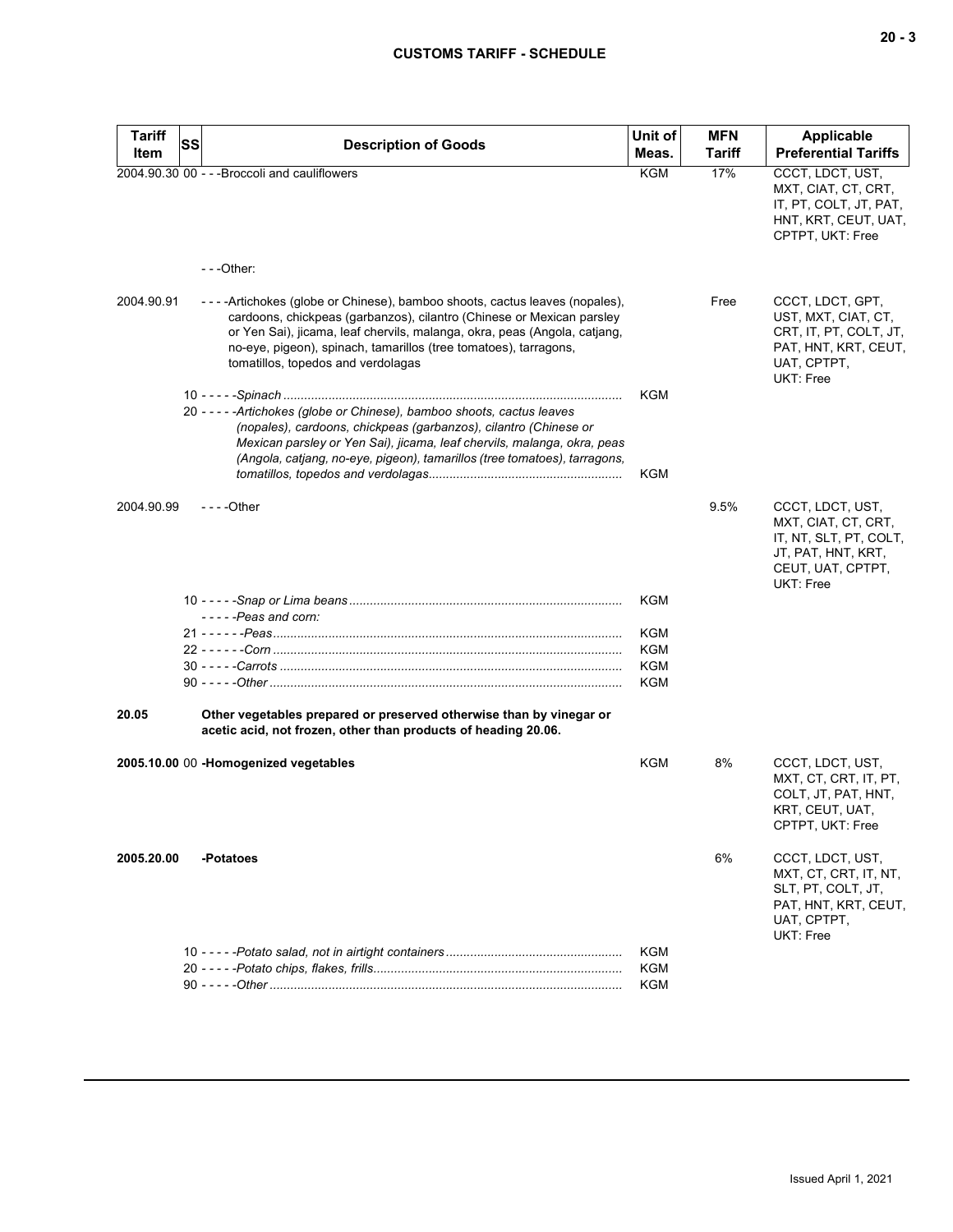| Tariff Item | SS | Description of Goods | Unit of Meas. | MFN Tariff | Applicable Preferential Tariffs |
|---|---|---|---|---|---|
| 2004.90.30 | 00 | - - -Broccoli and cauliflowers | KGM | 17% | CCCT, LDCT, UST, MXT, CIAT, CT, CRT, IT, PT, COLT, JT, PAT, HNT, KRT, CEUT, UAT, CPTPT, UKT: Free |
| | | - - -Other: | | | |
| 2004.90.91 | | - - - -Artichokes (globe or Chinese), bamboo shoots, cactus leaves (nopales), cardoons, chickpeas (garbanzos), cilantro (Chinese or Mexican parsley or Yen Sai), jicama, leaf chervils, malanga, okra, peas (Angola, catjang, no-eye, pigeon), spinach, tamarillos (tree tomatoes), tarragons, tomatillos, topedos and verdolagas | | Free | CCCT, LDCT, GPT, UST, MXT, CIAT, CT, CRT, IT, PT, COLT, JT, PAT, HNT, KRT, CEUT, UAT, CPTPT, UKT: Free |
| | 10 | - - - - -*Spinach* | KGM | | |
| | 20 | - - - - -*Artichokes (globe or Chinese), bamboo shoots, cactus leaves (nopales), cardoons, chickpeas (garbanzos), cilantro (Chinese or Mexican parsley or Yen Sai), jicama, leaf chervils, malanga, okra, peas (Angola, catjang, no-eye, pigeon), tamarillos (tree tomatoes), tarragons, tomatillos, topedos and verdolagas* | KGM | | |
| 2004.90.99 | | - - - -Other | | 9.5% | CCCT, LDCT, UST, MXT, CIAT, CT, CRT, IT, NT, SLT, PT, COLT, JT, PAT, HNT, KRT, CEUT, UAT, CPTPT, UKT: Free |
| | 10 | - - - - -*Snap or Lima beans* | KGM | | |
| | | - - - - -*Peas and corn:* | | | |
| | 21 | - - - - - -*Peas* | KGM | | |
| | 22 | - - - - - -*Corn* | KGM | | |
| | 30 | - - - - -*Carrots* | KGM | | |
| | 90 | - - - - -*Other* | KGM | | |
| **20.05** | | **Other vegetables prepared or preserved otherwise than by vinegar or acetic acid, not frozen, other than products of heading 20.06.** | | | |
| **2005.10.00** | 00 | **-Homogenized vegetables** | KGM | 8% | CCCT, LDCT, UST, MXT, CT, CRT, IT, PT, COLT, JT, PAT, HNT, KRT, CEUT, UAT, CPTPT, UKT: Free |
| **2005.20.00** | | **-Potatoes** | | 6% | CCCT, LDCT, UST, MXT, CT, CRT, IT, NT, SLT, PT, COLT, JT, PAT, HNT, KRT, CEUT, UAT, CPTPT, UKT: Free |
| | 10 | - - - - -*Potato salad, not in airtight containers* | KGM | | |
| | 20 | - - - - -*Potato chips, flakes, frills* | KGM | | |
| | 90 | - - - - -*Other* | KGM | | |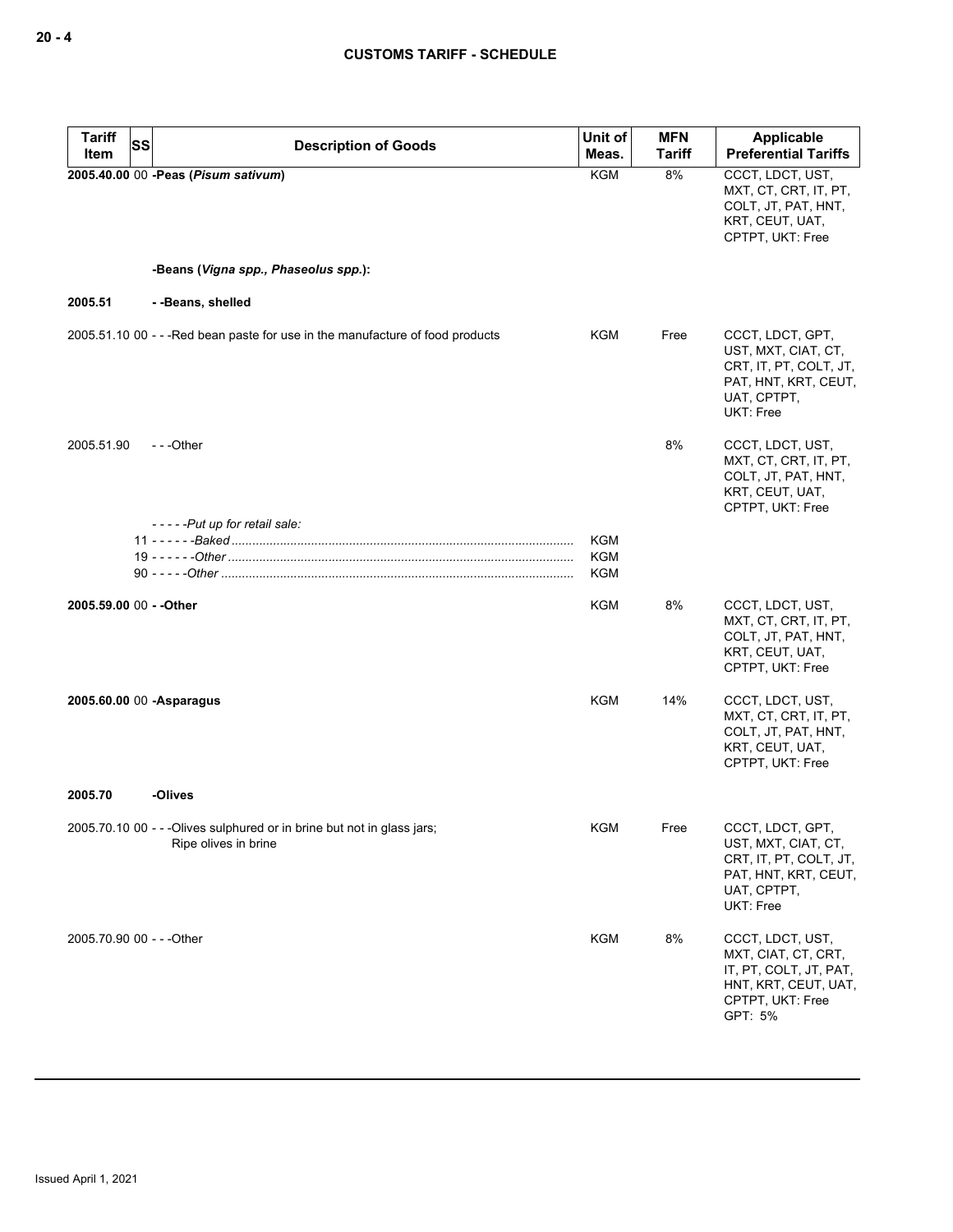| Tariff Item | SS | Description of Goods | Unit of Meas. | MFN Tariff | Applicable Preferential Tariffs |
|---|---|---|---|---|---|
| **2005.40.00** | 00 | **-Peas (*Pisum sativum*)** | KGM | 8% | CCCT, LDCT, UST, MXT, CT, CRT, IT, PT, COLT, JT, PAT, HNT, KRT, CEUT, UAT, CPTPT, UKT: Free |
| | | **-Beans (*Vigna spp., Phaseolus spp.*):** | | | |
| **2005.51** | | **- -Beans, shelled** | | | |
| 2005.51.10 | 00 | - - -Red bean paste for use in the manufacture of food products | KGM | Free | CCCT, LDCT, GPT, UST, MXT, CIAT, CT, CRT, IT, PT, COLT, JT, PAT, HNT, KRT, CEUT, UAT, CPTPT, UKT: Free |
| 2005.51.90 | | - - -Other | | 8% | CCCT, LDCT, UST, MXT, CT, CRT, IT, PT, COLT, JT, PAT, HNT, KRT, CEUT, UAT, CPTPT, UKT: Free |
| | | - - - - -*Put up for retail sale:* | | | |
| | 11 | - - - - - -*Baked* | KGM | | |
| | 19 | - - - - - -*Other* | KGM | | |
| | 90 | - - - - -*Other* | KGM | | |
| **2005.59.00** | 00 | **- -Other** | KGM | 8% | CCCT, LDCT, UST, MXT, CT, CRT, IT, PT, COLT, JT, PAT, HNT, KRT, CEUT, UAT, CPTPT, UKT: Free |
| **2005.60.00** | 00 | **-Asparagus** | KGM | 14% | CCCT, LDCT, UST, MXT, CT, CRT, IT, PT, COLT, JT, PAT, HNT, KRT, CEUT, UAT, CPTPT, UKT: Free |
| **2005.70** | | **-Olives** | | | |
| 2005.70.10 | 00 | - - -Olives sulphured or in brine but not in glass jars; Ripe olives in brine | KGM | Free | CCCT, LDCT, GPT, UST, MXT, CIAT, CT, CRT, IT, PT, COLT, JT, PAT, HNT, KRT, CEUT, UAT, CPTPT, UKT: Free |
| 2005.70.90 | 00 | - - -Other | KGM | 8% | CCCT, LDCT, UST, MXT, CIAT, CT, CRT, IT, PT, COLT, JT, PAT, HNT, KRT, CEUT, UAT, CPTPT, UKT: Free GPT: 5% |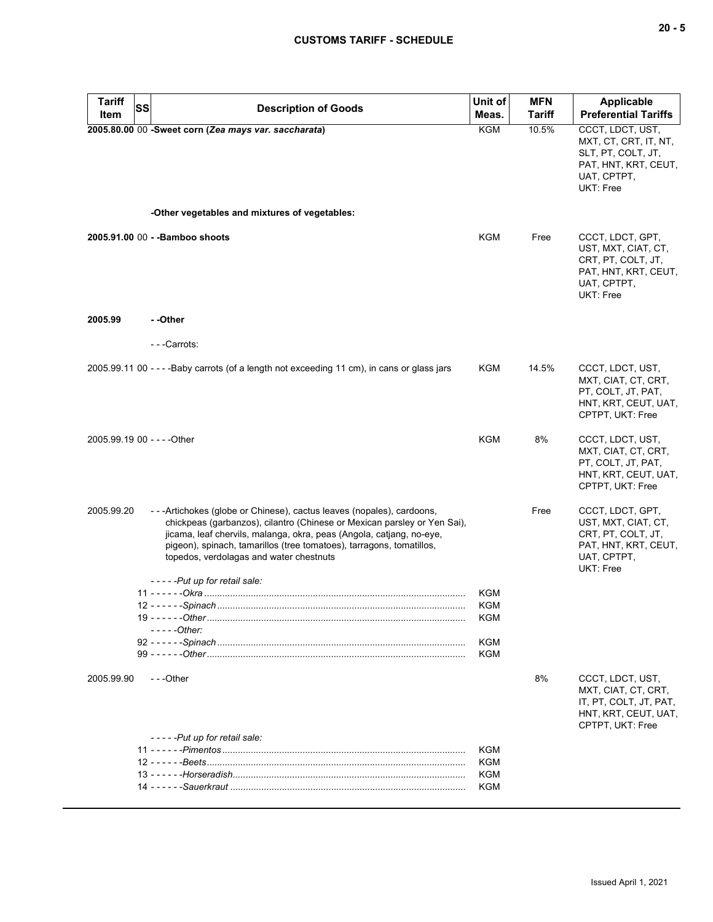| Tariff Item | SS | Description of Goods | Unit of Meas. | MFN Tariff | Applicable Preferential Tariffs |
|---|---|---|---|---|---|
| **2005.80.00** | 00 | **-Sweet corn (*Zea mays var. saccharata*)** | KGM | 10.5% | CCCT, LDCT, UST, MXT, CT, CRT, IT, NT, SLT, PT, COLT, JT, PAT, HNT, KRT, CEUT, UAT, CPTPT, UKT: Free |
| | | **-Other vegetables and mixtures of vegetables:** | | | |
| **2005.91.00** | 00 | **- -Bamboo shoots** | KGM | Free | CCCT, LDCT, GPT, UST, MXT, CIAT, CT, CRT, PT, COLT, JT, PAT, HNT, KRT, CEUT, UAT, CPTPT, UKT: Free |
| **2005.99** | | **- -Other** | | | |
| | | - - -Carrots: | | | |
| 2005.99.11 | 00 | - - - -Baby carrots (of a length not exceeding 11 cm), in cans or glass jars | KGM | 14.5% | CCCT, LDCT, UST, MXT, CIAT, CT, CRT, PT, COLT, JT, PAT, HNT, KRT, CEUT, UAT, CPTPT, UKT: Free |
| 2005.99.19 | 00 | - - - -Other | KGM | 8% | CCCT, LDCT, UST, MXT, CIAT, CT, CRT, PT, COLT, JT, PAT, HNT, KRT, CEUT, UAT, CPTPT, UKT: Free |
| 2005.99.20 | | - - -Artichokes (globe or Chinese), cactus leaves (nopales), cardoons, chickpeas (garbanzos), cilantro (Chinese or Mexican parsley or Yen Sai), jicama, leaf chervils, malanga, okra, peas (Angola, catjang, no-eye, pigeon), spinach, tamarillos (tree tomatoes), tarragons, tomatillos, topedos, verdolagas and water chestnuts | | Free | CCCT, LDCT, GPT, UST, MXT, CIAT, CT, CRT, PT, COLT, JT, PAT, HNT, KRT, CEUT, UAT, CPTPT, UKT: Free |
| | | - - - - -*Put up for retail sale:* | | | |
| | 11 | - - - - - -*Okra* | KGM | | |
| | 12 | - - - - - -*Spinach* | KGM | | |
| | 19 | - - - - - -*Other* | KGM | | |
| | | - - - - -*Other:* | | | |
| | 92 | - - - - - -*Spinach* | KGM | | |
| | 99 | - - - - - -*Other* | KGM | | |
| 2005.99.90 | | - - -Other | | 8% | CCCT, LDCT, UST, MXT, CIAT, CT, CRT, IT, PT, COLT, JT, PAT, HNT, KRT, CEUT, UAT, CPTPT, UKT: Free |
| | | - - - - -*Put up for retail sale:* | | | |
| | 11 | - - - - - -*Pimentos* | KGM | | |
| | 12 | - - - - - -*Beets* | KGM | | |
| | 13 | - - - - - -*Horseradish* | KGM | | |
| | 14 | - - - - - -*Sauerkraut* | KGM | | |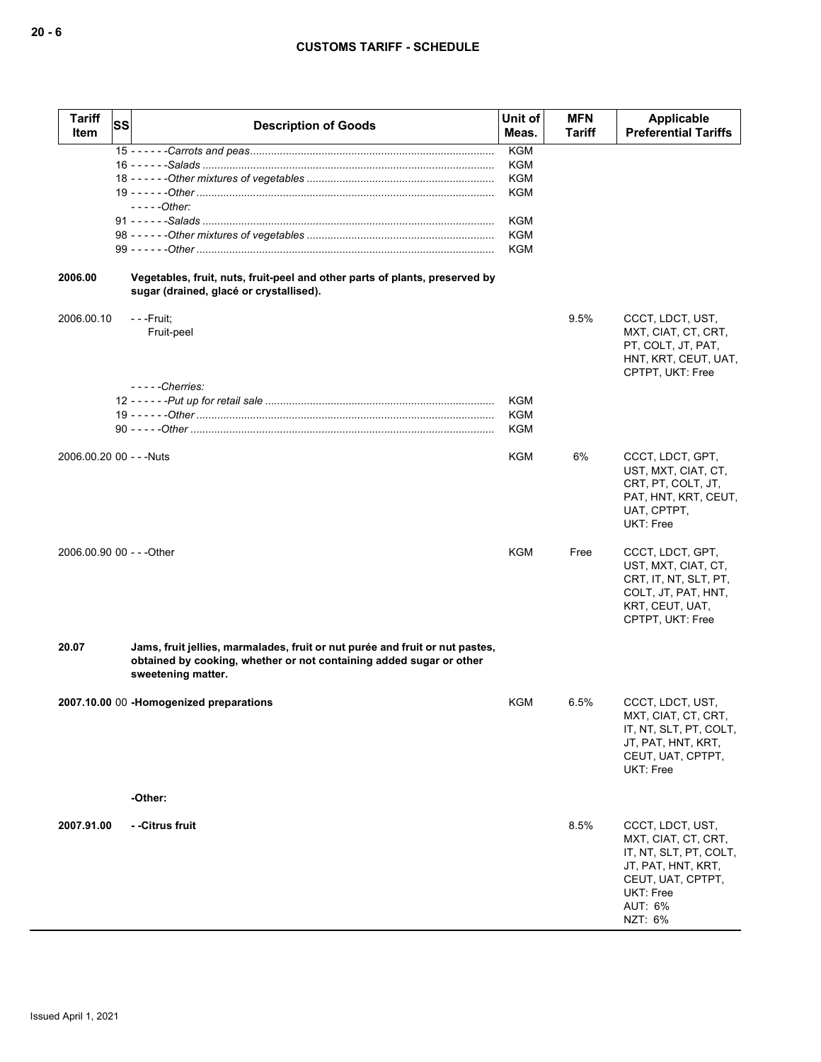| Tariff Item | SS | Description of Goods | Unit of Meas. | MFN Tariff | Applicable Preferential Tariffs |
|---|---|---|---|---|---|
| | | 15 - - - - - -*Carrots and peas* | KGM | | |
| | | 16 - - - - - -*Salads* | KGM | | |
| | | 18 - - - - - -*Other mixtures of vegetables* | KGM | | |
| | | 19 - - - - - -*Other* | KGM | | |
| | | - - - - -*Other:* | | | |
| | | 91 - - - - - -*Salads* | KGM | | |
| | | 98 - - - - - -*Other mixtures of vegetables* | KGM | | |
| | | 99 - - - - - -*Other* | KGM | | |
| **2006.00** | | **Vegetables, fruit, nuts, fruit-peel and other parts of plants, preserved by sugar (drained, glacé or crystallised).** | | | |
| 2006.00.10 | | - - -Fruit;<br>Fruit-peel | | 9.5% | CCCT, LDCT, UST, MXT, CIAT, CT, CRT, PT, COLT, JT, PAT, HNT, KRT, CEUT, UAT, CPTPT, UKT: Free |
| | | - - - - -*Cherries:* | | | |
| | | 12 - - - - - -*Put up for retail sale* | KGM | | |
| | | 19 - - - - - -*Other* | KGM | | |
| | | 90 - - - - -*Other* | KGM | | |
| 2006.00.20 | 00 | - - -Nuts | KGM | 6% | CCCT, LDCT, GPT, UST, MXT, CIAT, CT, CRT, PT, COLT, JT, PAT, HNT, KRT, CEUT, UAT, CPTPT, UKT: Free |
| 2006.00.90 | 00 | - - -Other | KGM | Free | CCCT, LDCT, GPT, UST, MXT, CIAT, CT, CRT, IT, NT, SLT, PT, COLT, JT, PAT, HNT, KRT, CEUT, UAT, CPTPT, UKT: Free |
| **20.07** | | **Jams, fruit jellies, marmalades, fruit or nut purée and fruit or nut pastes, obtained by cooking, whether or not containing added sugar or other sweetening matter.** | | | |
| **2007.10.00** | 00 | **-Homogenized preparations** | KGM | 6.5% | CCCT, LDCT, UST, MXT, CIAT, CT, CRT, IT, NT, SLT, PT, COLT, JT, PAT, HNT, KRT, CEUT, UAT, CPTPT, UKT: Free |
| | | **-Other:** | | | |
| **2007.91.00** | | **- -Citrus fruit** | | 8.5% | CCCT, LDCT, UST, MXT, CIAT, CT, CRT, IT, NT, SLT, PT, COLT, JT, PAT, HNT, KRT, CEUT, UAT, CPTPT, UKT: Free<br>AUT: 6%<br>NZT: 6% |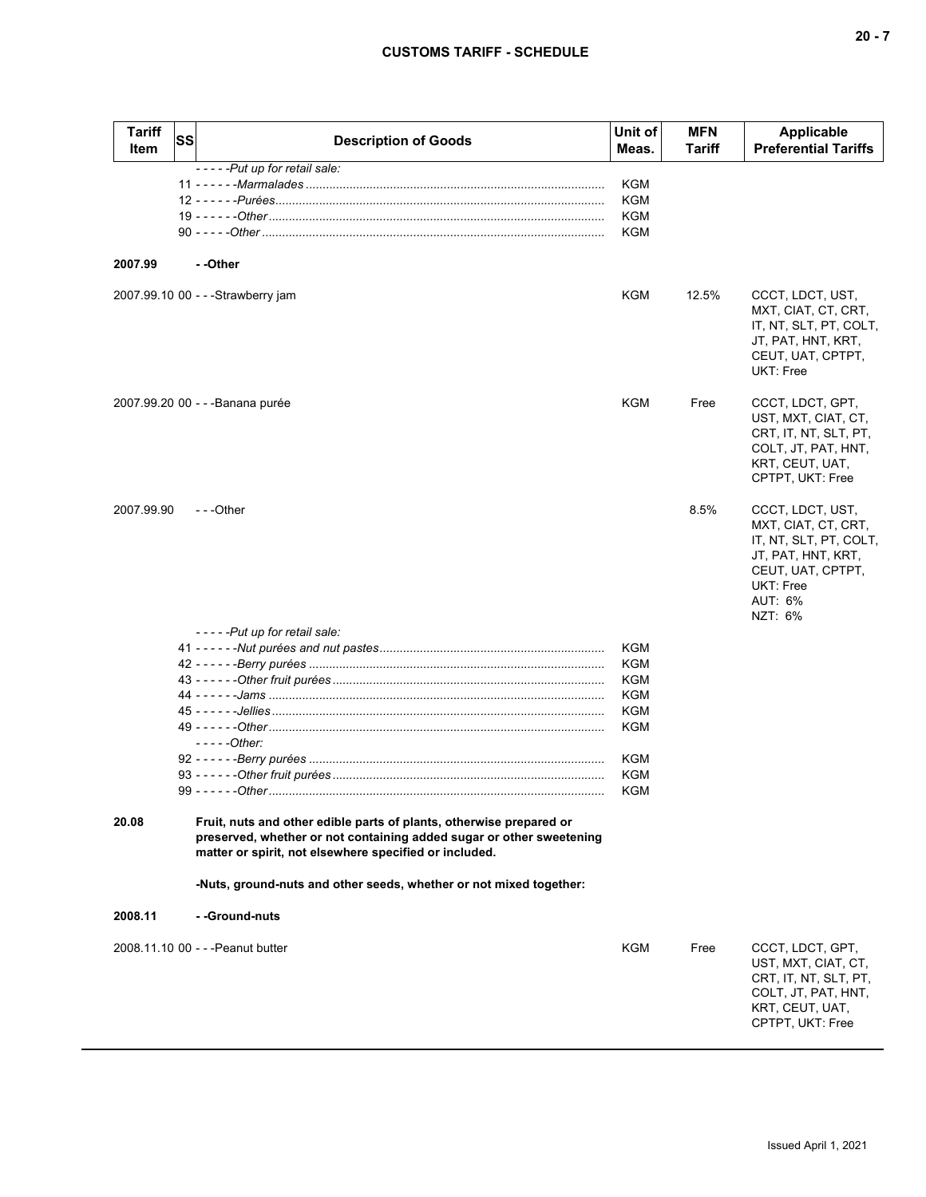| Tariff Item | SS | Description of Goods | Unit of Meas. | MFN Tariff | Applicable Preferential Tariffs |
|---|---|---|---|---|---|
| | | *- - - - -Put up for retail sale:* | | | |
| | 11 | *- - - - - -Marmalades* | KGM | | |
| | 12 | *- - - - - -Purées* | KGM | | |
| | 19 | *- - - - - -Other* | KGM | | |
| | 90 | *- - - - -Other* | KGM | | |
| **2007.99** | | **- -Other** | | | |
| 2007.99.10 | 00 | - - -Strawberry jam | KGM | 12.5% | CCCT, LDCT, UST, MXT, CIAT, CT, CRT, IT, NT, SLT, PT, COLT, JT, PAT, HNT, KRT, CEUT, UAT, CPTPT, UKT: Free |
| 2007.99.20 | 00 | - - -Banana purée | KGM | Free | CCCT, LDCT, GPT, UST, MXT, CIAT, CT, CRT, IT, NT, SLT, PT, COLT, JT, PAT, HNT, KRT, CEUT, UAT, CPTPT, UKT: Free |
| 2007.99.90 | | - - -Other | | 8.5% | CCCT, LDCT, UST, MXT, CIAT, CT, CRT, IT, NT, SLT, PT, COLT, JT, PAT, HNT, KRT, CEUT, UAT, CPTPT, UKT: Free<br>AUT: 6%<br>NZT: 6% |
| | | *- - - - -Put up for retail sale:* | | | |
| | 41 | *- - - - - -Nut purées and nut pastes* | KGM | | |
| | 42 | *- - - - - -Berry purées* | KGM | | |
| | 43 | *- - - - - -Other fruit purées* | KGM | | |
| | 44 | *- - - - - -Jams* | KGM | | |
| | 45 | *- - - - - -Jellies* | KGM | | |
| | 49 | *- - - - - -Other* | KGM | | |
| | | *- - - - -Other:* | | | |
| | 92 | *- - - - - -Berry purées* | KGM | | |
| | 93 | *- - - - - -Other fruit purées* | KGM | | |
| | 99 | *- - - - - -Other* | KGM | | |
| **20.08** | | **Fruit, nuts and other edible parts of plants, otherwise prepared or preserved, whether or not containing added sugar or other sweetening matter or spirit, not elsewhere specified or included.** | | | |
| | | **-Nuts, ground-nuts and other seeds, whether or not mixed together:** | | | |
| **2008.11** | | **- -Ground-nuts** | | | |
| 2008.11.10 | 00 | - - -Peanut butter | KGM | Free | CCCT, LDCT, GPT, UST, MXT, CIAT, CT, CRT, IT, NT, SLT, PT, COLT, JT, PAT, HNT, KRT, CEUT, UAT, CPTPT, UKT: Free |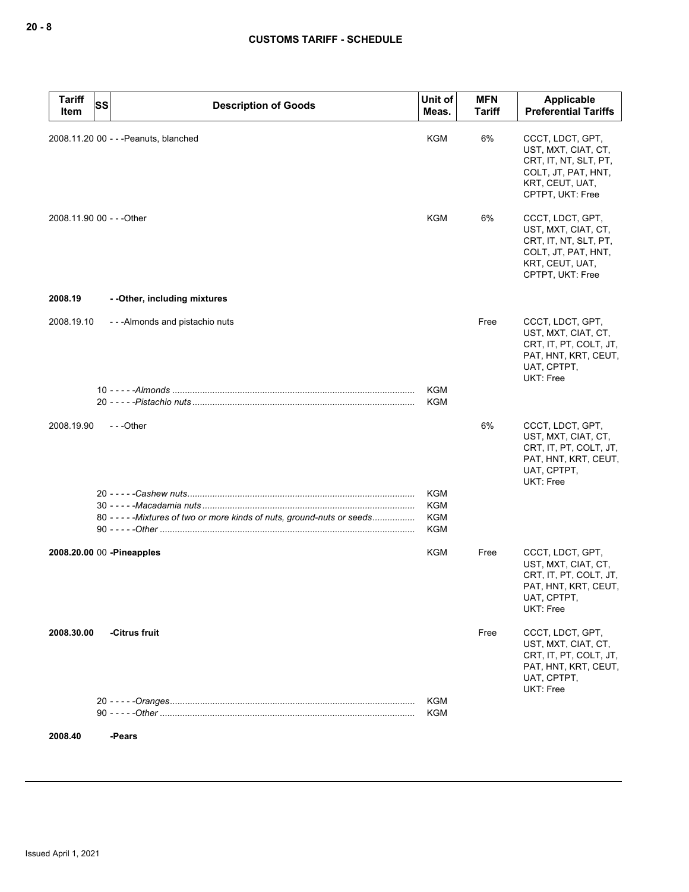| Tariff Item | SS | Description of Goods | Unit of Meas. | MFN Tariff | Applicable Preferential Tariffs |
|---|---|---|---|---|---|
| 2008.11.20 | 00 | - - -Peanuts, blanched | KGM | 6% | CCCT, LDCT, GPT, UST, MXT, CIAT, CT, CRT, IT, NT, SLT, PT, COLT, JT, PAT, HNT, KRT, CEUT, UAT, CPTPT, UKT: Free |
| 2008.11.90 | 00 | - - -Other | KGM | 6% | CCCT, LDCT, GPT, UST, MXT, CIAT, CT, CRT, IT, NT, SLT, PT, COLT, JT, PAT, HNT, KRT, CEUT, UAT, CPTPT, UKT: Free |
| **2008.19** | | **- -Other, including mixtures** | | | |
| 2008.19.10 | | - - -Almonds and pistachio nuts | | Free | CCCT, LDCT, GPT, UST, MXT, CIAT, CT, CRT, IT, PT, COLT, JT, PAT, HNT, KRT, CEUT, UAT, CPTPT, UKT: Free |
| | 10 | - - - - -*Almonds* | KGM | | |
| | 20 | - - - - -*Pistachio nuts* | KGM | | |
| 2008.19.90 | | - - -Other | | 6% | CCCT, LDCT, GPT, UST, MXT, CIAT, CT, CRT, IT, PT, COLT, JT, PAT, HNT, KRT, CEUT, UAT, CPTPT, UKT: Free |
| | 20 | - - - - -*Cashew nuts* | KGM | | |
| | 30 | - - - - -*Macadamia nuts* | KGM | | |
| | 80 | - - - - -*Mixtures of two or more kinds of nuts, ground-nuts or seeds* | KGM | | |
| | 90 | - - - - -*Other* | KGM | | |
| **2008.20.00** | 00 | **-Pineapples** | KGM | Free | CCCT, LDCT, GPT, UST, MXT, CIAT, CT, CRT, IT, PT, COLT, JT, PAT, HNT, KRT, CEUT, UAT, CPTPT, UKT: Free |
| **2008.30.00** | | **-Citrus fruit** | | Free | CCCT, LDCT, GPT, UST, MXT, CIAT, CT, CRT, IT, PT, COLT, JT, PAT, HNT, KRT, CEUT, UAT, CPTPT, UKT: Free |
| | 20 | - - - - -*Oranges* | KGM | | |
| | 90 | - - - - -*Other* | KGM | | |
| **2008.40** | | **-Pears** | | | |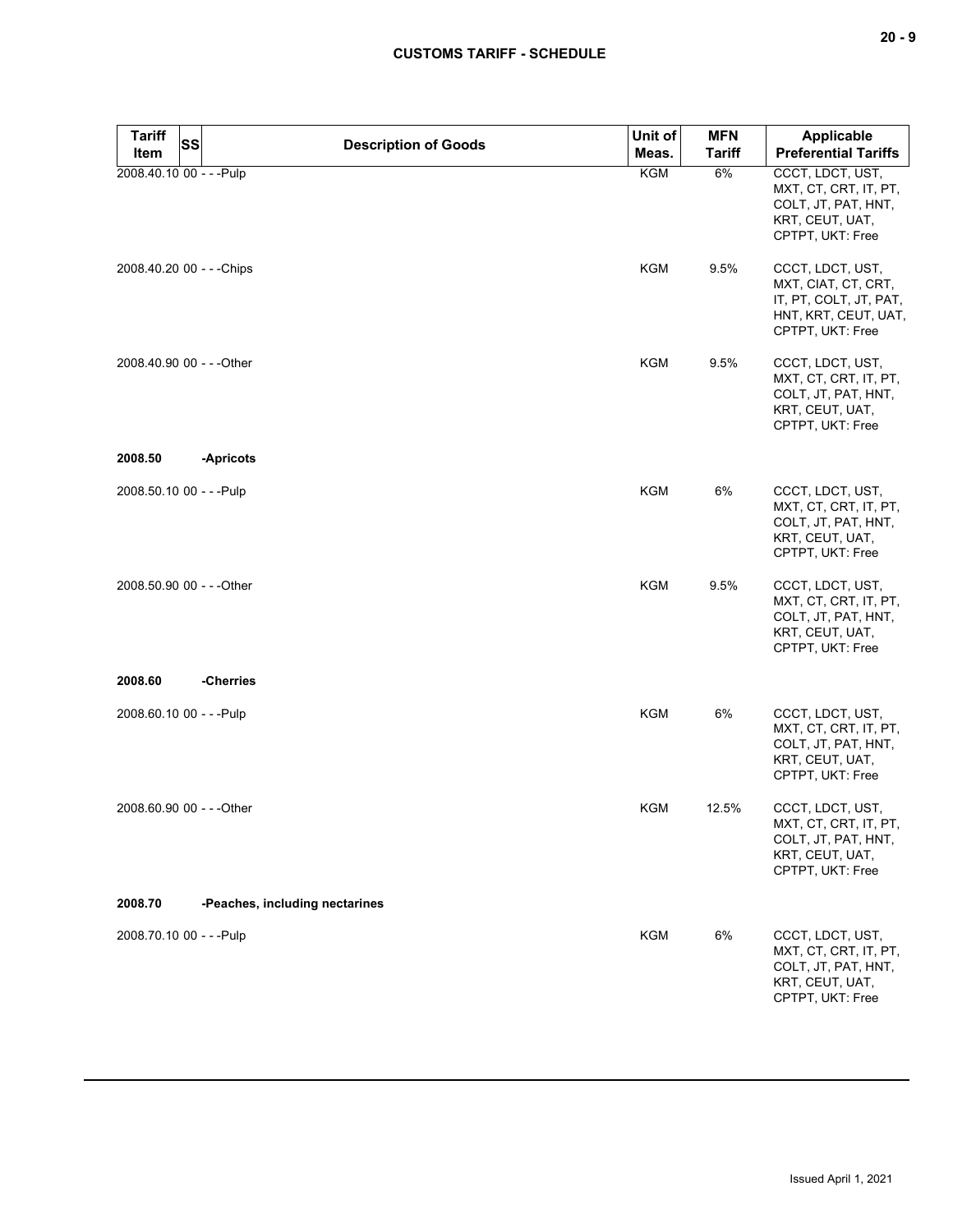| Tariff Item | SS | Description of Goods | Unit of Meas. | MFN Tariff | Applicable Preferential Tariffs |
|---|---|---|---|---|---|
| 2008.40.10 | 00 | - - -Pulp | KGM | 6% | CCCT, LDCT, UST, MXT, CT, CRT, IT, PT, COLT, JT, PAT, HNT, KRT, CEUT, UAT, CPTPT, UKT: Free |
| 2008.40.20 | 00 | - - -Chips | KGM | 9.5% | CCCT, LDCT, UST, MXT, CIAT, CT, CRT, IT, PT, COLT, JT, PAT, HNT, KRT, CEUT, UAT, CPTPT, UKT: Free |
| 2008.40.90 | 00 | - - -Other | KGM | 9.5% | CCCT, LDCT, UST, MXT, CT, CRT, IT, PT, COLT, JT, PAT, HNT, KRT, CEUT, UAT, CPTPT, UKT: Free |
| **2008.50** | | **-Apricots** | | | |
| 2008.50.10 | 00 | - - -Pulp | KGM | 6% | CCCT, LDCT, UST, MXT, CT, CRT, IT, PT, COLT, JT, PAT, HNT, KRT, CEUT, UAT, CPTPT, UKT: Free |
| 2008.50.90 | 00 | - - -Other | KGM | 9.5% | CCCT, LDCT, UST, MXT, CT, CRT, IT, PT, COLT, JT, PAT, HNT, KRT, CEUT, UAT, CPTPT, UKT: Free |
| **2008.60** | | **-Cherries** | | | |
| 2008.60.10 | 00 | - - -Pulp | KGM | 6% | CCCT, LDCT, UST, MXT, CT, CRT, IT, PT, COLT, JT, PAT, HNT, KRT, CEUT, UAT, CPTPT, UKT: Free |
| 2008.60.90 | 00 | - - -Other | KGM | 12.5% | CCCT, LDCT, UST, MXT, CT, CRT, IT, PT, COLT, JT, PAT, HNT, KRT, CEUT, UAT, CPTPT, UKT: Free |
| **2008.70** | | **-Peaches, including nectarines** | | | |
| 2008.70.10 | 00 | - - -Pulp | KGM | 6% | CCCT, LDCT, UST, MXT, CT, CRT, IT, PT, COLT, JT, PAT, HNT, KRT, CEUT, UAT, CPTPT, UKT: Free |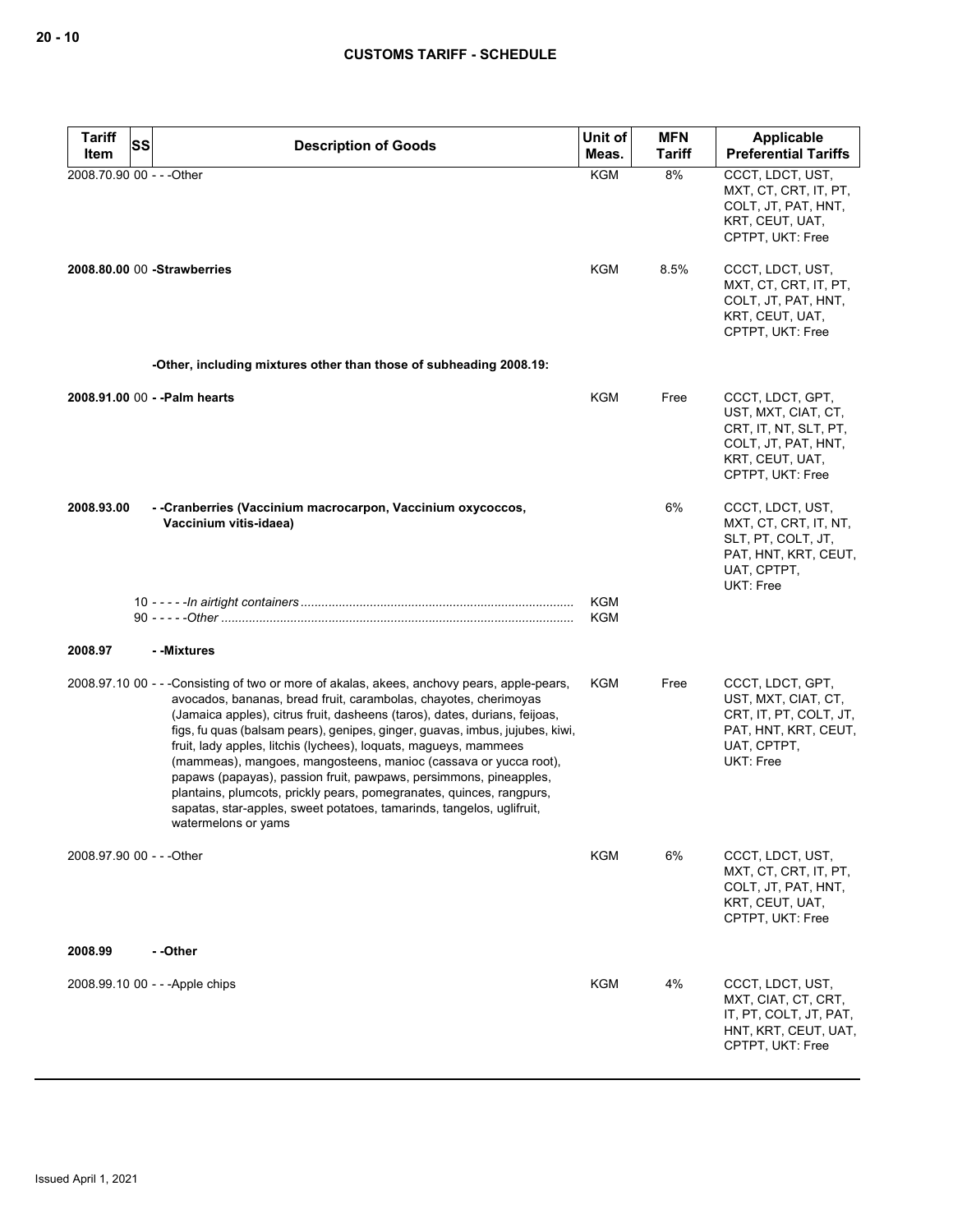| Tariff Item | SS | Description of Goods | Unit of Meas. | MFN Tariff | Applicable Preferential Tariffs |
|---|---|---|---|---|---|
| 2008.70.90 | 00 | - - -Other | KGM | 8% | CCCT, LDCT, UST, MXT, CT, CRT, IT, PT, COLT, JT, PAT, HNT, KRT, CEUT, UAT, CPTPT, UKT: Free |
| **2008.80.00** | 00 | **-Strawberries** | KGM | 8.5% | CCCT, LDCT, UST, MXT, CT, CRT, IT, PT, COLT, JT, PAT, HNT, KRT, CEUT, UAT, CPTPT, UKT: Free |
| | | **-Other, including mixtures other than those of subheading 2008.19:** | | | |
| **2008.91.00** | 00 | **- -Palm hearts** | KGM | Free | CCCT, LDCT, GPT, UST, MXT, CIAT, CT, CRT, IT, NT, SLT, PT, COLT, JT, PAT, HNT, KRT, CEUT, UAT, CPTPT, UKT: Free |
| **2008.93.00** | | **- -Cranberries (Vaccinium macrocarpon, Vaccinium oxycoccos, Vaccinium vitis-idaea)** | | 6% | CCCT, LDCT, UST, MXT, CT, CRT, IT, NT, SLT, PT, COLT, JT, PAT, HNT, KRT, CEUT, UAT, CPTPT, UKT: Free |
| | 10 | - - - - -*In airtight containers* | KGM | | |
| | 90 | - - - - -*Other* | KGM | | |
| **2008.97** | | **- -Mixtures** | | | |
| 2008.97.10 | 00 | - - -Consisting of two or more of akalas, akees, anchovy pears, apple-pears, avocados, bananas, bread fruit, carambolas, chayotes, cherimoyas (Jamaica apples), citrus fruit, dasheens (taros), dates, durians, feijoas, figs, fu quas (balsam pears), genipes, ginger, guavas, imbus, jujubes, kiwi, fruit, lady apples, litchis (lychees), loquats, magueys, mammees (mammeas), mangoes, mangosteens, manioc (cassava or yucca root), papaws (papayas), passion fruit, pawpaws, persimmons, pineapples, plantains, plumcots, prickly pears, pomegranates, quinces, rangpurs, sapatas, star-apples, sweet potatoes, tamarinds, tangelos, uglifruit, watermelons or yams | KGM | Free | CCCT, LDCT, GPT, UST, MXT, CIAT, CT, CRT, IT, PT, COLT, JT, PAT, HNT, KRT, CEUT, UAT, CPTPT, UKT: Free |
| 2008.97.90 | 00 | - - -Other | KGM | 6% | CCCT, LDCT, UST, MXT, CT, CRT, IT, PT, COLT, JT, PAT, HNT, KRT, CEUT, UAT, CPTPT, UKT: Free |
| **2008.99** | | **- -Other** | | | |
| 2008.99.10 | 00 | - - -Apple chips | KGM | 4% | CCCT, LDCT, UST, MXT, CIAT, CT, CRT, IT, PT, COLT, JT, PAT, HNT, KRT, CEUT, UAT, CPTPT, UKT: Free |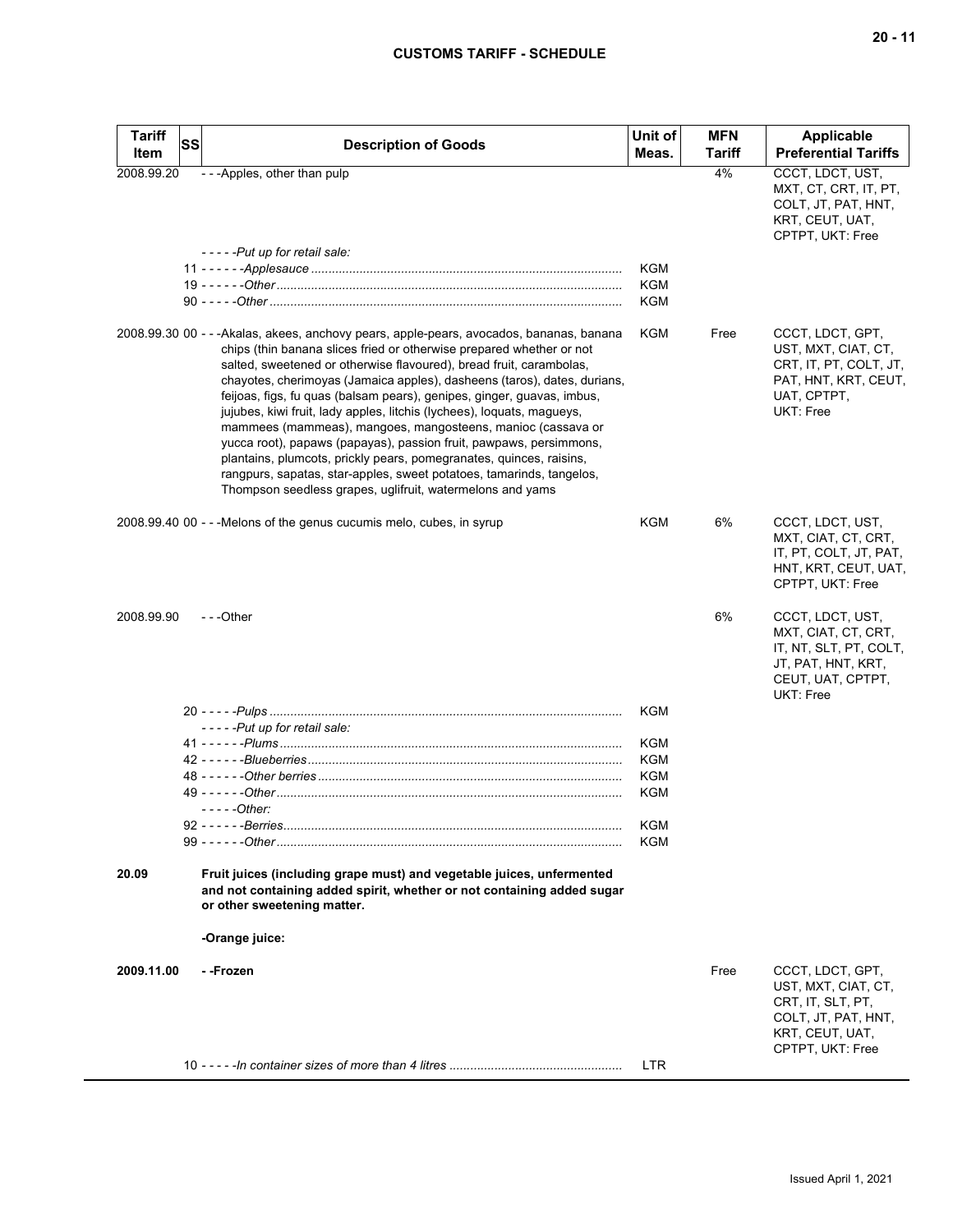| Tariff Item | SS | Description of Goods | Unit of Meas. | MFN Tariff | Applicable Preferential Tariffs |
|---|---|---|---|---|---|
| 2008.99.20 | | - - -Apples, other than pulp | | 4% | CCCT, LDCT, UST, MXT, CT, CRT, IT, PT, COLT, JT, PAT, HNT, KRT, CEUT, UAT, CPTPT, UKT: Free |
| | | - - - - -*Put up for retail sale:* | | | |
| | 11 | - - - - - -*Applesauce* | KGM | | |
| | 19 | - - - - - -*Other* | KGM | | |
| | 90 | - - - - -*Other* | KGM | | |
| 2008.99.30 | 00 | - - -Akalas, akees, anchovy pears, apple-pears, avocados, bananas, banana chips (thin banana slices fried or otherwise prepared whether or not salted, sweetened or otherwise flavoured), bread fruit, carambolas, chayotes, cherimoyas (Jamaica apples), dasheens (taros), dates, durians, feijoas, figs, fu quas (balsam pears), genipes, ginger, guavas, imbus, jujubes, kiwi fruit, lady apples, litchis (lychees), loquats, magueys, mammees (mammeas), mangoes, mangosteens, manioc (cassava or yucca root), papaws (papayas), passion fruit, pawpaws, persimmons, plantains, plumcots, prickly pears, pomegranates, quinces, raisins, rangpurs, sapatas, star-apples, sweet potatoes, tamarinds, tangelos, Thompson seedless grapes, uglifruit, watermelons and yams | KGM | Free | CCCT, LDCT, GPT, UST, MXT, CIAT, CT, CRT, IT, PT, COLT, JT, PAT, HNT, KRT, CEUT, UAT, CPTPT, UKT: Free |
| 2008.99.40 | 00 | - - -Melons of the genus cucumis melo, cubes, in syrup | KGM | 6% | CCCT, LDCT, UST, MXT, CIAT, CT, CRT, IT, PT, COLT, JT, PAT, HNT, KRT, CEUT, UAT, CPTPT, UKT: Free |
| 2008.99.90 | | - - -Other | | 6% | CCCT, LDCT, UST, MXT, CIAT, CT, CRT, IT, NT, SLT, PT, COLT, JT, PAT, HNT, KRT, CEUT, UAT, CPTPT, UKT: Free |
| | 20 | - - - - -*Pulps* | KGM | | |
| | | - - - - -*Put up for retail sale:* | | | |
| | 41 | - - - - - -*Plums* | KGM | | |
| | 42 | - - - - - -*Blueberries* | KGM | | |
| | 48 | - - - - - -*Other berries* | KGM | | |
| | 49 | - - - - - -*Other* | KGM | | |
| | | - - - - -*Other:* | | | |
| | 92 | - - - - - -*Berries* | KGM | | |
| | 99 | - - - - - -*Other* | KGM | | |
| **20.09** | | **Fruit juices (including grape must) and vegetable juices, unfermented and not containing added spirit, whether or not containing added sugar or other sweetening matter.** | | | |
| | | **-Orange juice:** | | | |
| **2009.11.00** | | **- -Frozen** | | Free | CCCT, LDCT, GPT, UST, MXT, CIAT, CT, CRT, IT, SLT, PT, COLT, JT, PAT, HNT, KRT, CEUT, UAT, CPTPT, UKT: Free |
| | 10 | - - - - -*In container sizes of more than 4 litres* | LTR | | |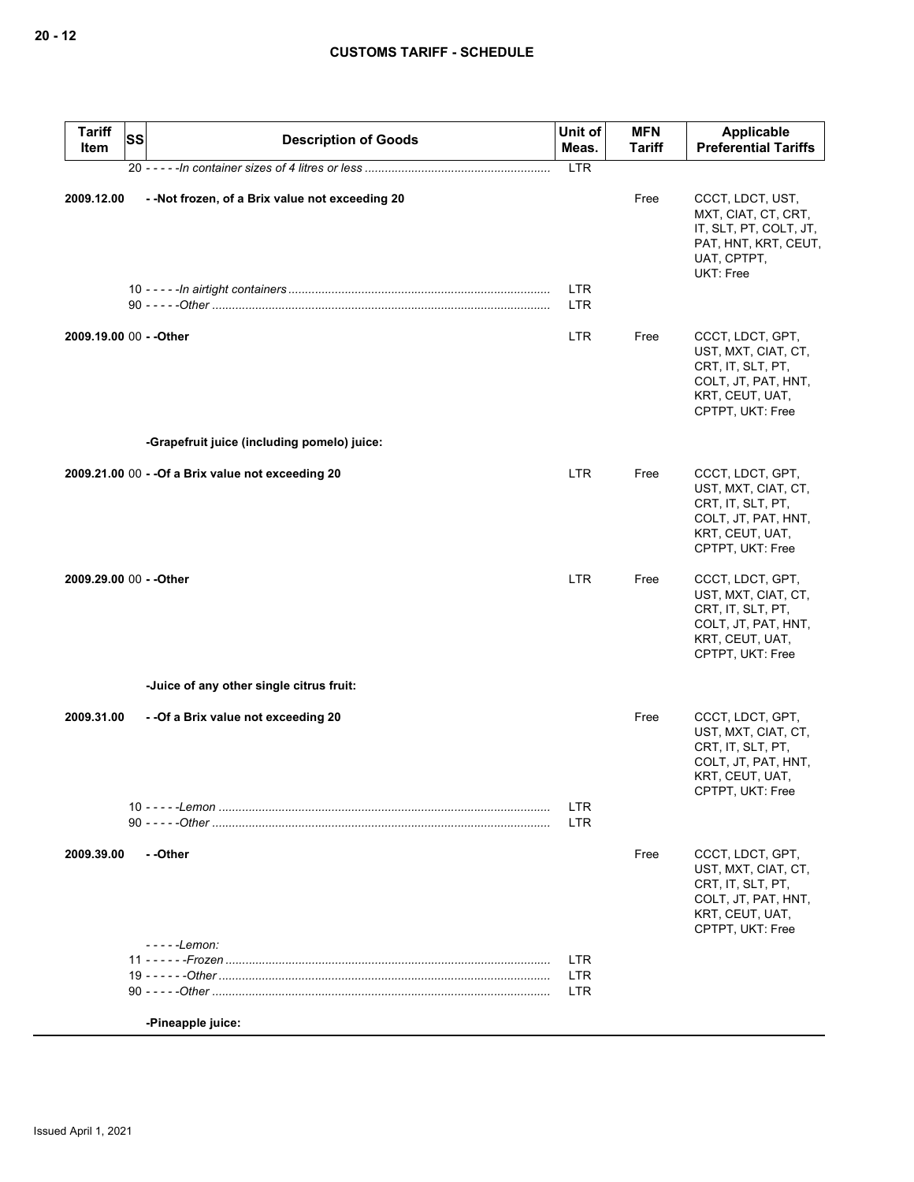## CUSTOMS TARIFF - SCHEDULE

| Tariff Item | SS | Description of Goods | Unit of Meas. | MFN Tariff | Applicable Preferential Tariffs |
|---|---|---|---|---|---|
| | | 20 - - - - -*In container sizes of 4 litres or less* | LTR | | |
| 2009.12.00 | | **- -Not frozen, of a Brix value not exceeding 20** | | Free | CCCT, LDCT, UST, MXT, CIAT, CT, CRT, IT, SLT, PT, COLT, JT, PAT, HNT, KRT, CEUT, UAT, CPTPT, UKT: Free |
| | | 10 - - - - -*In airtight containers* | LTR | | |
| | | 90 - - - - -*Other* | LTR | | |
| 2009.19.00 | 00 | **- -Other** | LTR | Free | CCCT, LDCT, GPT, UST, MXT, CIAT, CT, CRT, IT, SLT, PT, COLT, JT, PAT, HNT, KRT, CEUT, UAT, CPTPT, UKT: Free |
| | | **-Grapefruit juice (including pomelo) juice:** | | | |
| 2009.21.00 | 00 | **- -Of a Brix value not exceeding 20** | LTR | Free | CCCT, LDCT, GPT, UST, MXT, CIAT, CT, CRT, IT, SLT, PT, COLT, JT, PAT, HNT, KRT, CEUT, UAT, CPTPT, UKT: Free |
| 2009.29.00 | 00 | **- -Other** | LTR | Free | CCCT, LDCT, GPT, UST, MXT, CIAT, CT, CRT, IT, SLT, PT, COLT, JT, PAT, HNT, KRT, CEUT, UAT, CPTPT, UKT: Free |
| | | **-Juice of any other single citrus fruit:** | | | |
| 2009.31.00 | | **- -Of a Brix value not exceeding 20** | | Free | CCCT, LDCT, GPT, UST, MXT, CIAT, CT, CRT, IT, SLT, PT, COLT, JT, PAT, HNT, KRT, CEUT, UAT, CPTPT, UKT: Free |
| | | 10 - - - - -*Lemon* | LTR | | |
| | | 90 - - - - -*Other* | LTR | | |
| 2009.39.00 | | **- -Other** | | Free | CCCT, LDCT, GPT, UST, MXT, CIAT, CT, CRT, IT, SLT, PT, COLT, JT, PAT, HNT, KRT, CEUT, UAT, CPTPT, UKT: Free |
| | | - - - - -*Lemon:* | | | |
| | | 11 - - - - - -*Frozen* | LTR | | |
| | | 19 - - - - - -*Other* | LTR | | |
| | | 90 - - - - -*Other* | LTR | | |
| | | **-Pineapple juice:** | | | |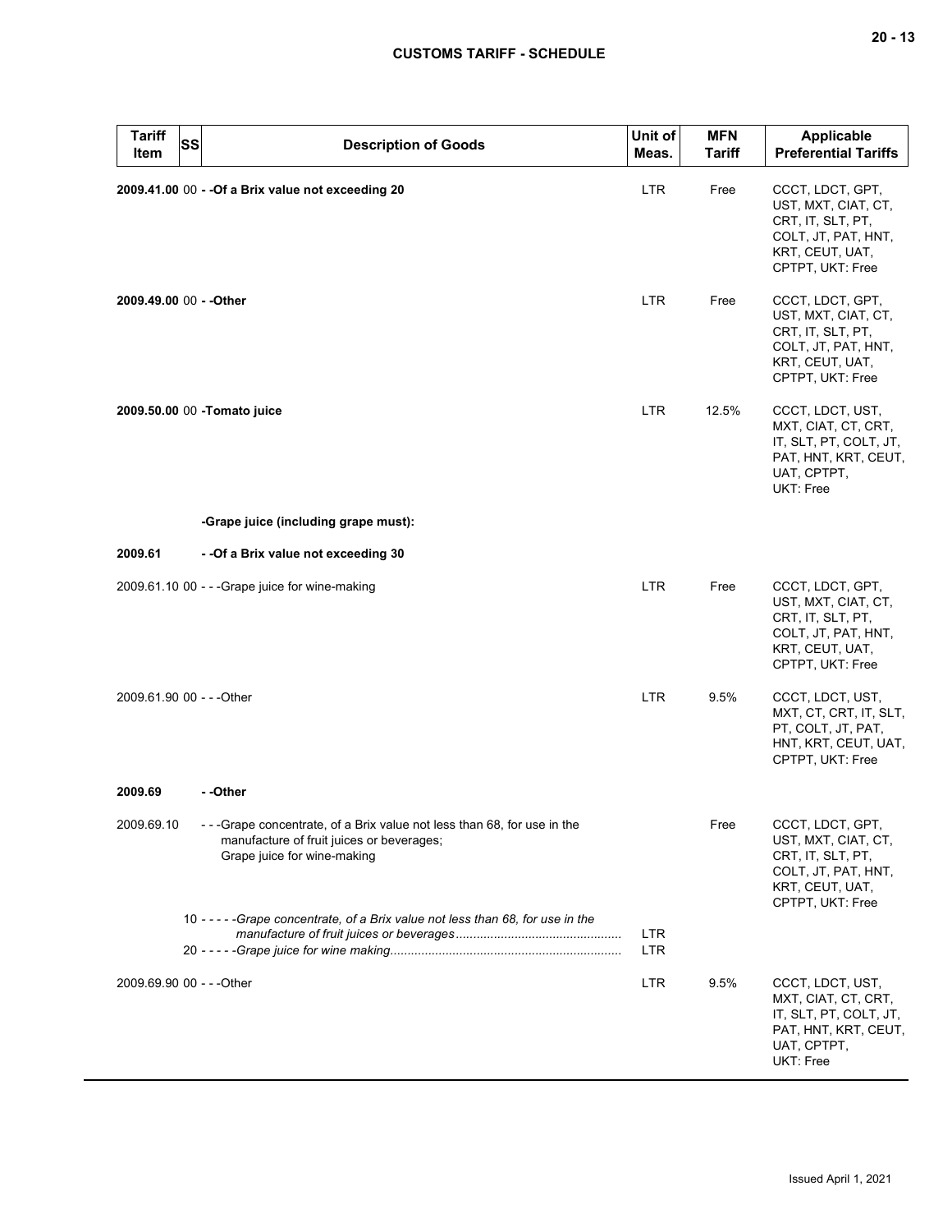| Tariff Item | SS | Description of Goods | Unit of Meas. | MFN Tariff | Applicable Preferential Tariffs |
|---|---|---|---|---|---|
| **2009.41.00** | 00 | **- -Of a Brix value not exceeding 20** | LTR | Free | CCCT, LDCT, GPT, UST, MXT, CIAT, CT, CRT, IT, SLT, PT, COLT, JT, PAT, HNT, KRT, CEUT, UAT, CPTPT, UKT: Free |
| **2009.49.00** | 00 | **- -Other** | LTR | Free | CCCT, LDCT, GPT, UST, MXT, CIAT, CT, CRT, IT, SLT, PT, COLT, JT, PAT, HNT, KRT, CEUT, UAT, CPTPT, UKT: Free |
| **2009.50.00** | 00 | **-Tomato juice** | LTR | 12.5% | CCCT, LDCT, UST, MXT, CIAT, CT, CRT, IT, SLT, PT, COLT, JT, PAT, HNT, KRT, CEUT, UAT, CPTPT, UKT: Free |
| | | **-Grape juice (including grape must):** | | | |
| **2009.61** | | **- -Of a Brix value not exceeding 30** | | | |
| 2009.61.10 | 00 | - - -Grape juice for wine-making | LTR | Free | CCCT, LDCT, GPT, UST, MXT, CIAT, CT, CRT, IT, SLT, PT, COLT, JT, PAT, HNT, KRT, CEUT, UAT, CPTPT, UKT: Free |
| 2009.61.90 | 00 | - - -Other | LTR | 9.5% | CCCT, LDCT, UST, MXT, CT, CRT, IT, SLT, PT, COLT, JT, PAT, HNT, KRT, CEUT, UAT, CPTPT, UKT: Free |
| **2009.69** | | **- -Other** | | | |
| 2009.69.10 | | - - -Grape concentrate, of a Brix value not less than 68, for use in the manufacture of fruit juices or beverages; Grape juice for wine-making | | Free | CCCT, LDCT, GPT, UST, MXT, CIAT, CT, CRT, IT, SLT, PT, COLT, JT, PAT, HNT, KRT, CEUT, UAT, CPTPT, UKT: Free |
| | 10 | - - - - -*Grape concentrate, of a Brix value not less than 68, for use in the manufacture of fruit juices or beverages* | LTR | | |
| | 20 | - - - - -*Grape juice for wine making* | LTR | | |
| 2009.69.90 | 00 | - - -Other | LTR | 9.5% | CCCT, LDCT, UST, MXT, CIAT, CT, CRT, IT, SLT, PT, COLT, JT, PAT, HNT, KRT, CEUT, UAT, CPTPT, UKT: Free |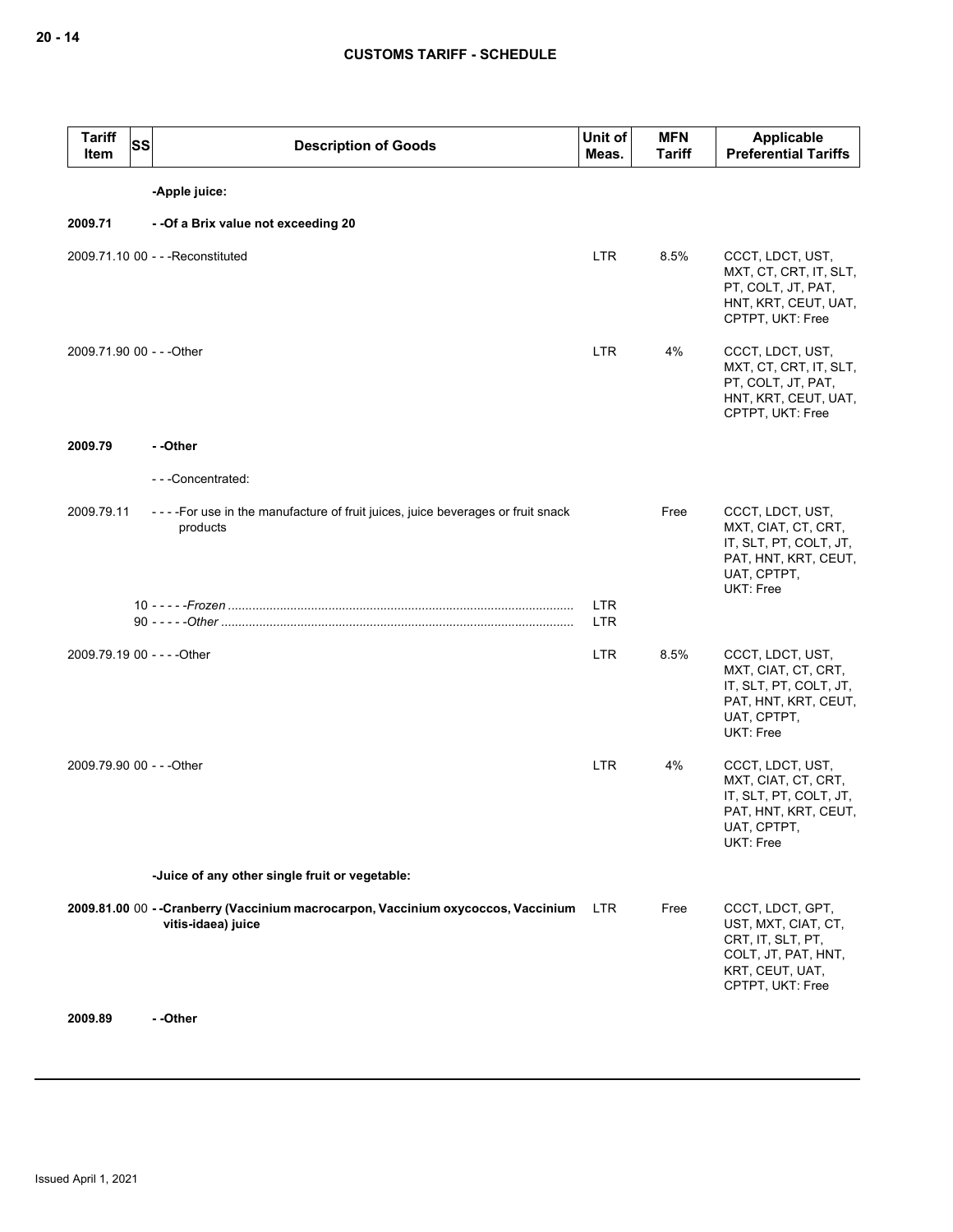| Tariff Item | SS | Description of Goods | Unit of Meas. | MFN Tariff | Applicable Preferential Tariffs |
|---|---|---|---|---|---|
| | | **-Apple juice:** | | | |
| **2009.71** | | **- -Of a Brix value not exceeding 20** | | | |
| 2009.71.10 | 00 | - - -Reconstituted | LTR | 8.5% | CCCT, LDCT, UST, MXT, CT, CRT, IT, SLT, PT, COLT, JT, PAT, HNT, KRT, CEUT, UAT, CPTPT, UKT: Free |
| 2009.71.90 | 00 | - - -Other | LTR | 4% | CCCT, LDCT, UST, MXT, CT, CRT, IT, SLT, PT, COLT, JT, PAT, HNT, KRT, CEUT, UAT, CPTPT, UKT: Free |
| **2009.79** | | **- -Other** | | | |
| | | - - -Concentrated: | | | |
| 2009.79.11 | | - - - -For use in the manufacture of fruit juices, juice beverages or fruit snack products | | Free | CCCT, LDCT, UST, MXT, CIAT, CT, CRT, IT, SLT, PT, COLT, JT, PAT, HNT, KRT, CEUT, UAT, CPTPT, UKT: Free |
| | 10 | - - - - -*Frozen* | LTR | | |
| | 90 | - - - - -*Other* | LTR | | |
| 2009.79.19 | 00 | - - - -Other | LTR | 8.5% | CCCT, LDCT, UST, MXT, CIAT, CT, CRT, IT, SLT, PT, COLT, JT, PAT, HNT, KRT, CEUT, UAT, CPTPT, UKT: Free |
| 2009.79.90 | 00 | - - -Other | LTR | 4% | CCCT, LDCT, UST, MXT, CIAT, CT, CRT, IT, SLT, PT, COLT, JT, PAT, HNT, KRT, CEUT, UAT, CPTPT, UKT: Free |
| | | **-Juice of any other single fruit or vegetable:** | | | |
| **2009.81.00** | 00 | **- -Cranberry (Vaccinium macrocarpon, Vaccinium oxycoccos, Vaccinium vitis-idaea) juice** | LTR | Free | CCCT, LDCT, GPT, UST, MXT, CIAT, CT, CRT, IT, SLT, PT, COLT, JT, PAT, HNT, KRT, CEUT, UAT, CPTPT, UKT: Free |
| **2009.89** | | **- -Other** | | | |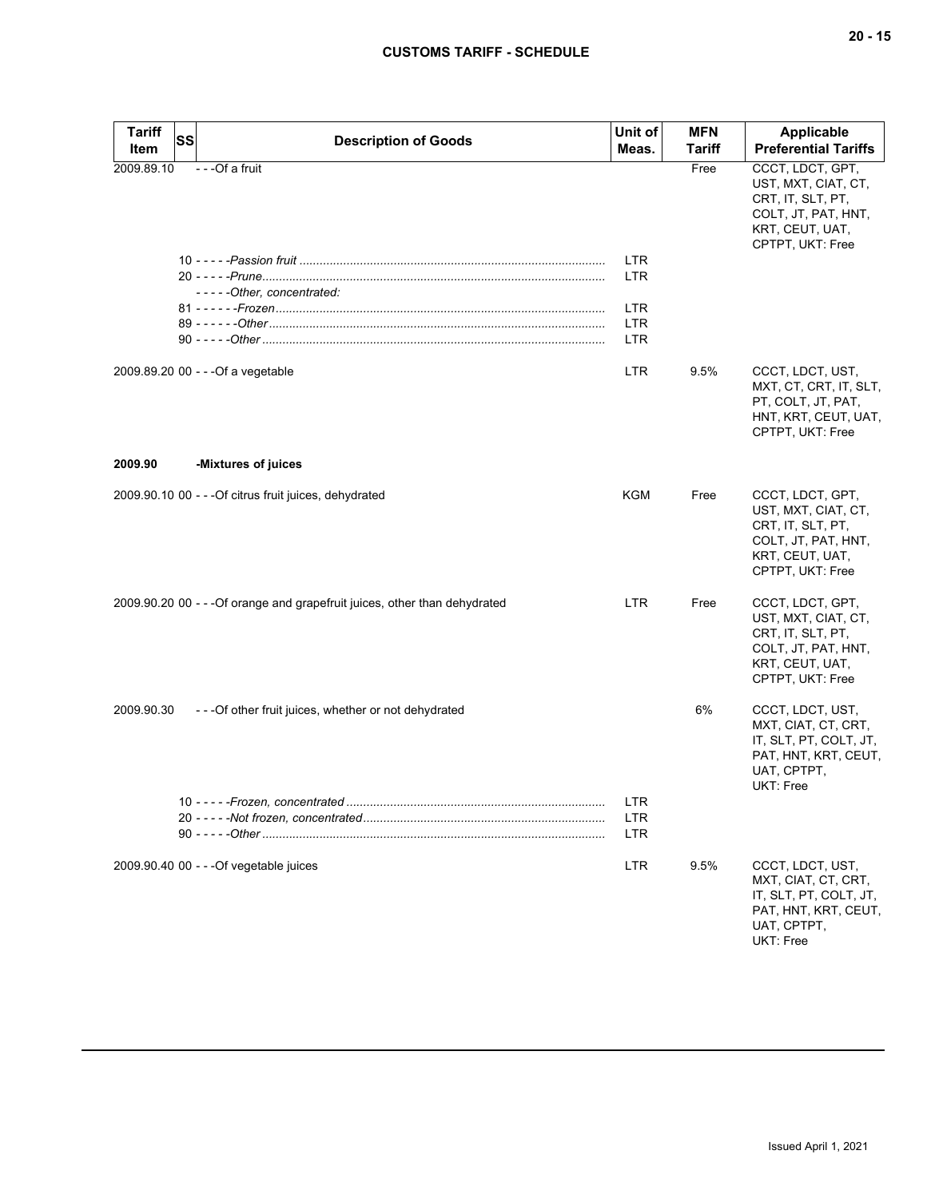| Tariff Item | SS | Description of Goods | Unit of Meas. | MFN Tariff | Applicable Preferential Tariffs |
|---|---|---|---|---|---|
| 2009.89.10 | | - - -Of a fruit | | Free | CCCT, LDCT, GPT, UST, MXT, CIAT, CT, CRT, IT, SLT, PT, COLT, JT, PAT, HNT, KRT, CEUT, UAT, CPTPT, UKT: Free |
| | | 10 - - - - -*Passion fruit* | LTR | | |
| | | 20 - - - - -*Prune* | LTR | | |
| | | - - - - -*Other, concentrated:* | | | |
| | | 81 - - - - - -*Frozen* | LTR | | |
| | | 89 - - - - - -*Other* | LTR | | |
| | | 90 - - - - -*Other* | LTR | | |
| 2009.89.20 | 00 | - - -Of a vegetable | LTR | 9.5% | CCCT, LDCT, UST, MXT, CT, CRT, IT, SLT, PT, COLT, JT, PAT, HNT, KRT, CEUT, UAT, CPTPT, UKT: Free |
| **2009.90** | | **-Mixtures of juices** | | | |
| 2009.90.10 | 00 | - - -Of citrus fruit juices, dehydrated | KGM | Free | CCCT, LDCT, GPT, UST, MXT, CIAT, CT, CRT, IT, SLT, PT, COLT, JT, PAT, HNT, KRT, CEUT, UAT, CPTPT, UKT: Free |
| 2009.90.20 | 00 | - - -Of orange and grapefruit juices, other than dehydrated | LTR | Free | CCCT, LDCT, GPT, UST, MXT, CIAT, CT, CRT, IT, SLT, PT, COLT, JT, PAT, HNT, KRT, CEUT, UAT, CPTPT, UKT: Free |
| 2009.90.30 | | - - -Of other fruit juices, whether or not dehydrated | | 6% | CCCT, LDCT, UST, MXT, CIAT, CT, CRT, IT, SLT, PT, COLT, JT, PAT, HNT, KRT, CEUT, UAT, CPTPT, UKT: Free |
| | | 10 - - - - -*Frozen, concentrated* | LTR | | |
| | | 20 - - - - -*Not frozen, concentrated* | LTR | | |
| | | 90 - - - - -*Other* | LTR | | |
| 2009.90.40 | 00 | - - -Of vegetable juices | LTR | 9.5% | CCCT, LDCT, UST, MXT, CIAT, CT, CRT, IT, SLT, PT, COLT, JT, PAT, HNT, KRT, CEUT, UAT, CPTPT, UKT: Free |